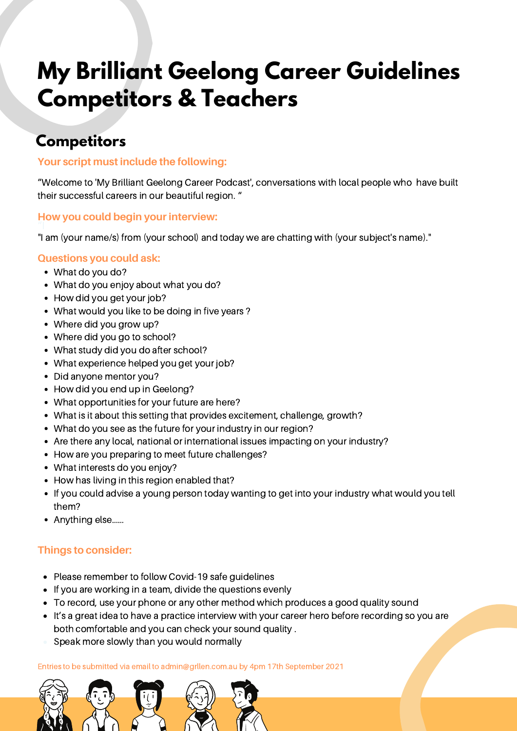# My Brilliant Geelong Career Guidelines Competitors & Teachers

## Competitors

### Your script must include the following:

"Welcome to 'My Brilliant Geelong Career Podcast', conversations with local people who have built their successful careers in our beautiful region. "

### How you could begin your interview:

"I am (your name/s) from (your school) and today we are chatting with (your subject's name)."

### Questions you could ask:

- What do you do?
- What do you enjoy about what you do?
- How did you get your job?
- What would you like to be doing in five years ?
- Where did you grow up?
- Where did you go to school?
- What study did you do after school?
- What experience helped you get your job?
- Did anyone mentor you?
- How did you end up in Geelong?
- What opportunities for your future are here?
- What is it about this setting that provides excitement, challenge, growth?
- What do you see as the future for your industry in our region?
- Are there any local, national or international issues impacting on your industry?
- How are you preparing to meet future challenges?
- What interests do you enjoy?
- How has living in this region enabled that?
- If you could advise a young person today wanting to get into your industry what would you tell them?
- Anything else......

### Things to consider:

- Please remember to follow Covid-19 safe guidelines
- If you are working in a team, divide the questions evenly
- To record, use your phone or any other method which produces a good quality sound
- It's a great idea to have a practice interview with your career hero before recording so you are both comfortable and you can check your sound quality .
- Speak more slowly than you would normally

Entries to be submitted via email to admin@grllen.com.au by 4pm 17th September 2021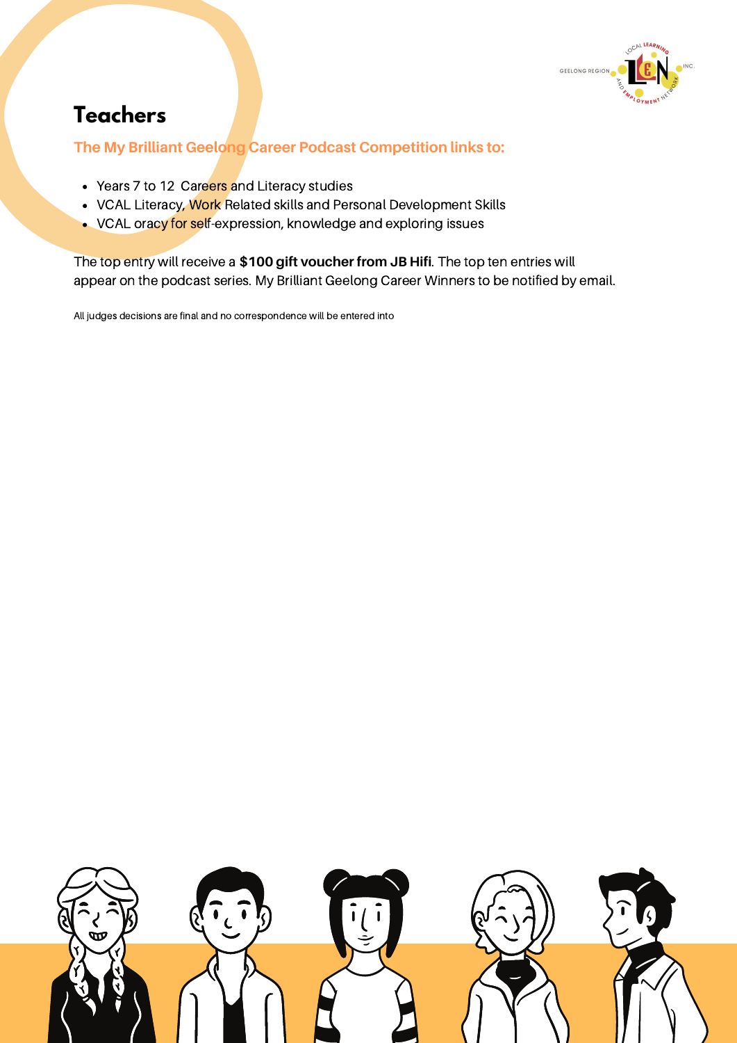# Teachers

**The My Brilliant Geelong Career Podcast Competition links to:**

- Years 7 to 12 Careers and Literacy studies
- VCAL Literacy, Work Related skills and Personal Development Skills
- VCAL oracy for self-expression, knowledge and exploring issues

The top entry will receive a **$100 gift voucher from JB Hifi**. The top ten entries will appear on the podcast series. My Brilliant Geelong Career Winners to be notified by email.

All judges decisions are final and no correspondence will be entered into